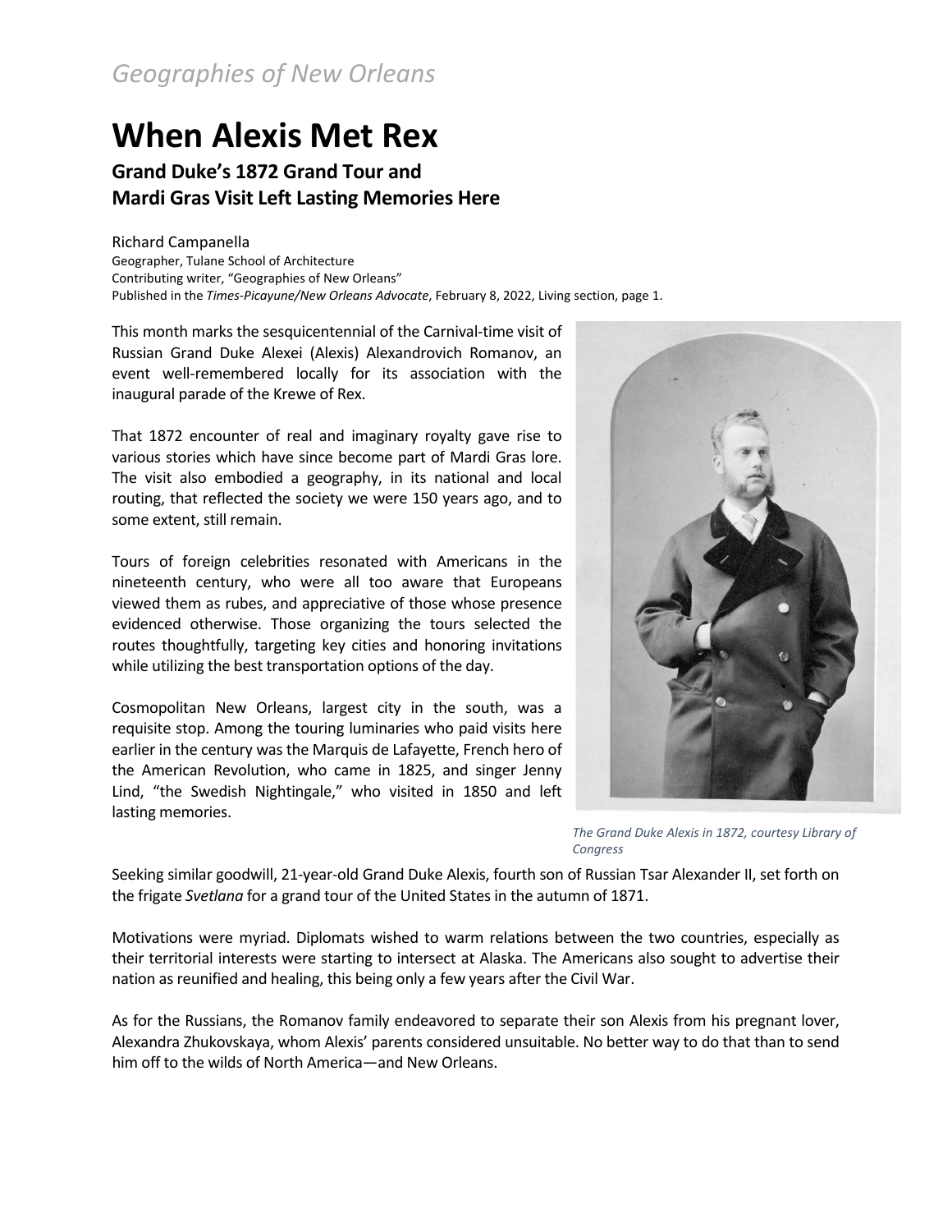*Geographies of New Orleans*

# When Alexis Met Rex

## Grand Duke's 1872 Grand Tour and Mardi Gras Visit Left Lasting Memories Here

Richard Campanella
Geographer, Tulane School of Architecture
Contributing writer, "Geographies of New Orleans"
Published in the *Times-Picayune/New Orleans Advocate*, February 8, 2022, Living section, page 1.

This month marks the sesquicentennial of the Carnival-time visit of Russian Grand Duke Alexei (Alexis) Alexandrovich Romanov, an event well-remembered locally for its association with the inaugural parade of the Krewe of Rex.

That 1872 encounter of real and imaginary royalty gave rise to various stories which have since become part of Mardi Gras lore. The visit also embodied a geography, in its national and local routing, that reflected the society we were 150 years ago, and to some extent, still remain.

Tours of foreign celebrities resonated with Americans in the nineteenth century, who were all too aware that Europeans viewed them as rubes, and appreciative of those whose presence evidenced otherwise. Those organizing the tours selected the routes thoughtfully, targeting key cities and honoring invitations while utilizing the best transportation options of the day.

Cosmopolitan New Orleans, largest city in the south, was a requisite stop. Among the touring luminaries who paid visits here earlier in the century was the Marquis de Lafayette, French hero of the American Revolution, who came in 1825, and singer Jenny Lind, "the Swedish Nightingale," who visited in 1850 and left lasting memories.

*The Grand Duke Alexis in 1872, courtesy Library of Congress*

Seeking similar goodwill, 21-year-old Grand Duke Alexis, fourth son of Russian Tsar Alexander II, set forth on the frigate *Svetlana* for a grand tour of the United States in the autumn of 1871.

Motivations were myriad. Diplomats wished to warm relations between the two countries, especially as their territorial interests were starting to intersect at Alaska. The Americans also sought to advertise their nation as reunified and healing, this being only a few years after the Civil War.

As for the Russians, the Romanov family endeavored to separate their son Alexis from his pregnant lover, Alexandra Zhukovskaya, whom Alexis' parents considered unsuitable. No better way to do that than to send him off to the wilds of North America—and New Orleans.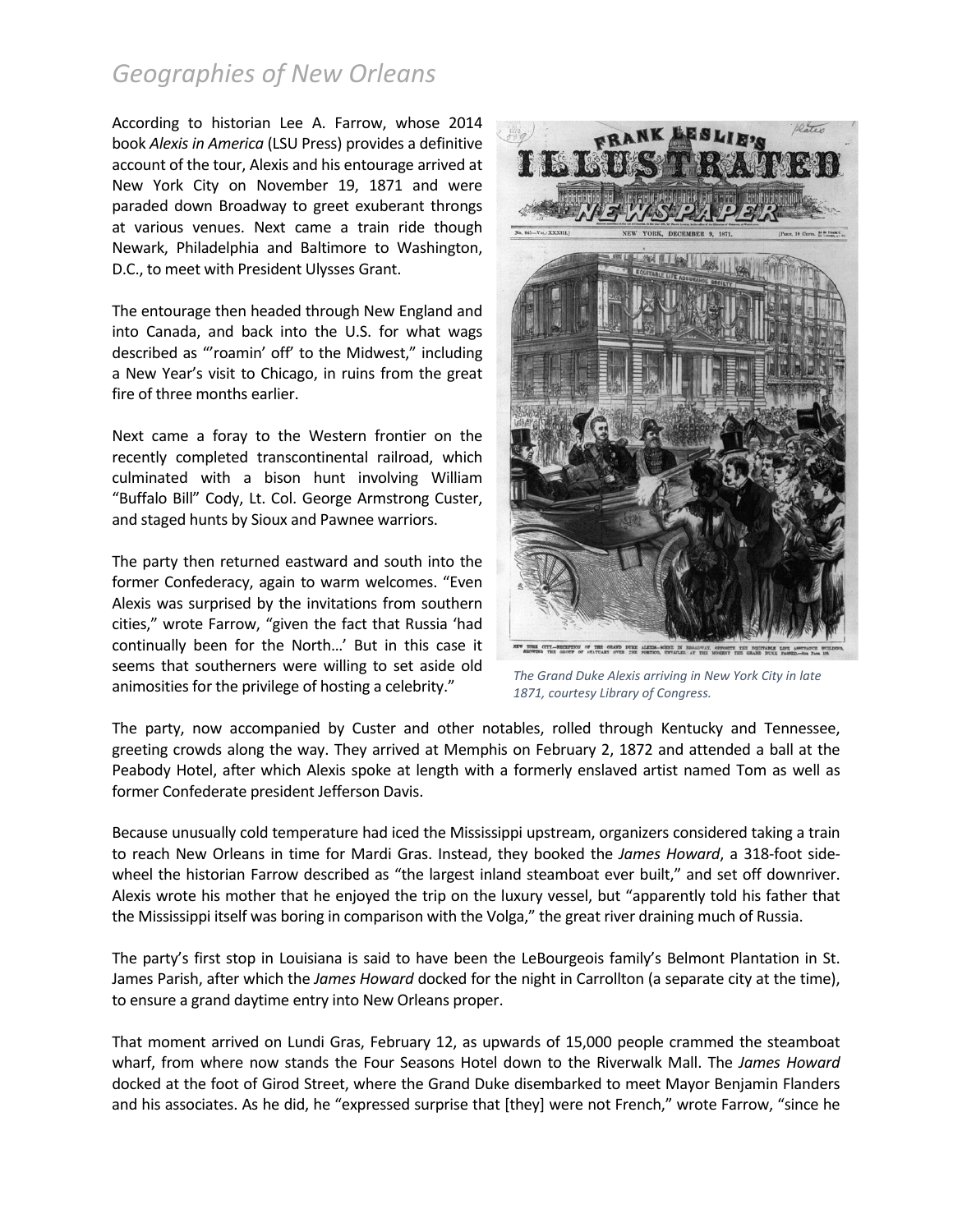According to historian Lee A. Farrow, whose 2014 book *Alexis in America* (LSU Press) provides a definitive account of the tour, Alexis and his entourage arrived at New York City on November 19, 1871 and were paraded down Broadway to greet exuberant throngs at various venues. Next came a train ride though Newark, Philadelphia and Baltimore to Washington, D.C., to meet with President Ulysses Grant.

The entourage then headed through New England and into Canada, and back into the U.S. for what wags described as "'roamin' off' to the Midwest," including a New Year's visit to Chicago, in ruins from the great fire of three months earlier.

Next came a foray to the Western frontier on the recently completed transcontinental railroad, which culminated with a bison hunt involving William "Buffalo Bill" Cody, Lt. Col. George Armstrong Custer, and staged hunts by Sioux and Pawnee warriors.

The party then returned eastward and south into the former Confederacy, again to warm welcomes. "Even Alexis was surprised by the invitations from southern cities," wrote Farrow, "given the fact that Russia 'had continually been for the North…' But in this case it seems that southerners were willing to set aside old animosities for the privilege of hosting a celebrity."

*The Grand Duke Alexis arriving in New York City in late 1871, courtesy Library of Congress.*

The party, now accompanied by Custer and other notables, rolled through Kentucky and Tennessee, greeting crowds along the way. They arrived at Memphis on February 2, 1872 and attended a ball at the Peabody Hotel, after which Alexis spoke at length with a formerly enslaved artist named Tom as well as former Confederate president Jefferson Davis.

Because unusually cold temperature had iced the Mississippi upstream, organizers considered taking a train to reach New Orleans in time for Mardi Gras. Instead, they booked the *James Howard*, a 318-foot side-wheel the historian Farrow described as "the largest inland steamboat ever built," and set off downriver. Alexis wrote his mother that he enjoyed the trip on the luxury vessel, but "apparently told his father that the Mississippi itself was boring in comparison with the Volga," the great river draining much of Russia.

The party's first stop in Louisiana is said to have been the LeBourgeois family's Belmont Plantation in St. James Parish, after which the *James Howard* docked for the night in Carrollton (a separate city at the time), to ensure a grand daytime entry into New Orleans proper.

That moment arrived on Lundi Gras, February 12, as upwards of 15,000 people crammed the steamboat wharf, from where now stands the Four Seasons Hotel down to the Riverwalk Mall. The *James Howard* docked at the foot of Girod Street, where the Grand Duke disembarked to meet Mayor Benjamin Flanders and his associates. As he did, he "expressed surprise that [they] were not French," wrote Farrow, "since he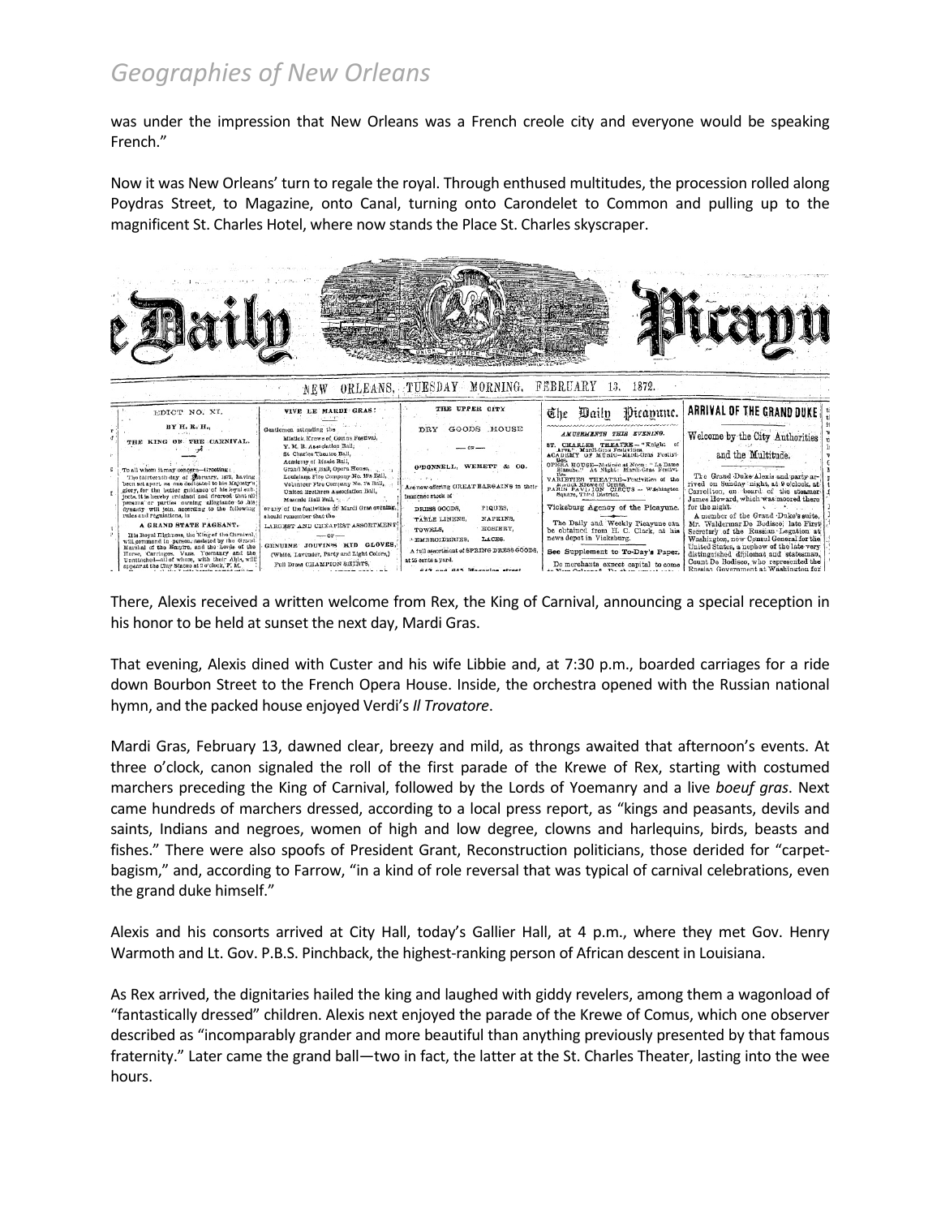was under the impression that New Orleans was a French creole city and everyone would be speaking French."

Now it was New Orleans' turn to regale the royal. Through enthused multitudes, the procession rolled along Poydras Street, to Magazine, onto Canal, turning onto Carondelet to Common and pulling up to the magnificent St. Charles Hotel, where now stands the Place St. Charles skyscraper.

There, Alexis received a written welcome from Rex, the King of Carnival, announcing a special reception in his honor to be held at sunset the next day, Mardi Gras.

That evening, Alexis dined with Custer and his wife Libbie and, at 7:30 p.m., boarded carriages for a ride down Bourbon Street to the French Opera House. Inside, the orchestra opened with the Russian national hymn, and the packed house enjoyed Verdi's *Il Trovatore*.

Mardi Gras, February 13, dawned clear, breezy and mild, as throngs awaited that afternoon's events. At three o'clock, canon signaled the roll of the first parade of the Krewe of Rex, starting with costumed marchers preceding the King of Carnival, followed by the Lords of Yoemanry and a live *boeuf gras*. Next came hundreds of marchers dressed, according to a local press report, as "kings and peasants, devils and saints, Indians and negroes, women of high and low degree, clowns and harlequins, birds, beasts and fishes." There were also spoofs of President Grant, Reconstruction politicians, those derided for "carpet-bagism," and, according to Farrow, "in a kind of role reversal that was typical of carnival celebrations, even the grand duke himself."

Alexis and his consorts arrived at City Hall, today's Gallier Hall, at 4 p.m., where they met Gov. Henry Warmoth and Lt. Gov. P.B.S. Pinchback, the highest-ranking person of African descent in Louisiana.

As Rex arrived, the dignitaries hailed the king and laughed with giddy revelers, among them a wagonload of "fantastically dressed" children. Alexis next enjoyed the parade of the Krewe of Comus, which one observer described as "incomparably grander and more beautiful than anything previously presented by that famous fraternity." Later came the grand ball—two in fact, the latter at the St. Charles Theater, lasting into the wee hours.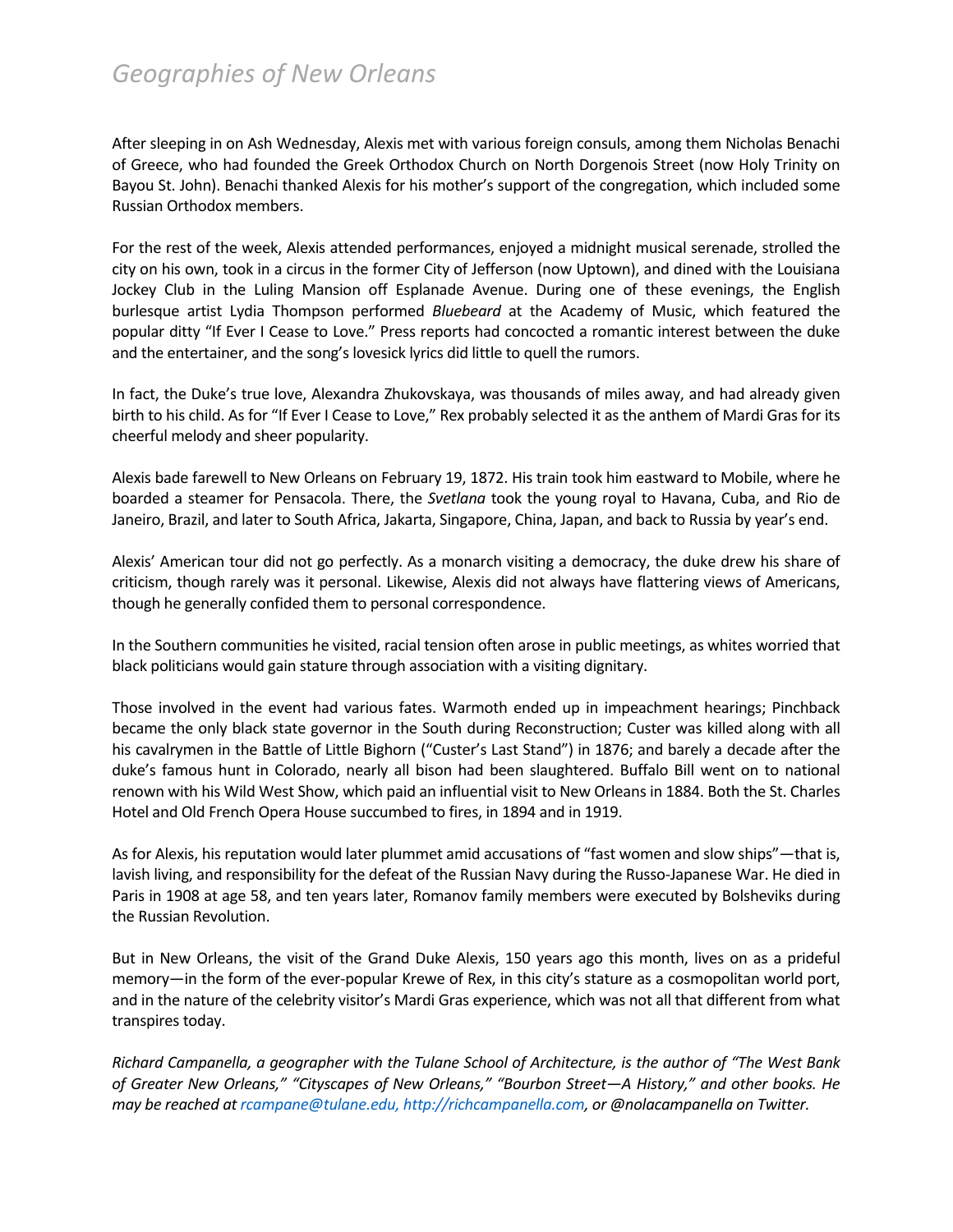After sleeping in on Ash Wednesday, Alexis met with various foreign consuls, among them Nicholas Benachi of Greece, who had founded the Greek Orthodox Church on North Dorgenois Street (now Holy Trinity on Bayou St. John). Benachi thanked Alexis for his mother's support of the congregation, which included some Russian Orthodox members.

For the rest of the week, Alexis attended performances, enjoyed a midnight musical serenade, strolled the city on his own, took in a circus in the former City of Jefferson (now Uptown), and dined with the Louisiana Jockey Club in the Luling Mansion off Esplanade Avenue. During one of these evenings, the English burlesque artist Lydia Thompson performed *Bluebeard* at the Academy of Music, which featured the popular ditty "If Ever I Cease to Love." Press reports had concocted a romantic interest between the duke and the entertainer, and the song's lovesick lyrics did little to quell the rumors.

In fact, the Duke's true love, Alexandra Zhukovskaya, was thousands of miles away, and had already given birth to his child. As for "If Ever I Cease to Love," Rex probably selected it as the anthem of Mardi Gras for its cheerful melody and sheer popularity.

Alexis bade farewell to New Orleans on February 19, 1872. His train took him eastward to Mobile, where he boarded a steamer for Pensacola. There, the *Svetlana* took the young royal to Havana, Cuba, and Rio de Janeiro, Brazil, and later to South Africa, Jakarta, Singapore, China, Japan, and back to Russia by year's end.

Alexis' American tour did not go perfectly. As a monarch visiting a democracy, the duke drew his share of criticism, though rarely was it personal. Likewise, Alexis did not always have flattering views of Americans, though he generally confided them to personal correspondence.

In the Southern communities he visited, racial tension often arose in public meetings, as whites worried that black politicians would gain stature through association with a visiting dignitary.

Those involved in the event had various fates. Warmoth ended up in impeachment hearings; Pinchback became the only black state governor in the South during Reconstruction; Custer was killed along with all his cavalrymen in the Battle of Little Bighorn ("Custer's Last Stand") in 1876; and barely a decade after the duke's famous hunt in Colorado, nearly all bison had been slaughtered. Buffalo Bill went on to national renown with his Wild West Show, which paid an influential visit to New Orleans in 1884. Both the St. Charles Hotel and Old French Opera House succumbed to fires, in 1894 and in 1919.

As for Alexis, his reputation would later plummet amid accusations of "fast women and slow ships"—that is, lavish living, and responsibility for the defeat of the Russian Navy during the Russo-Japanese War. He died in Paris in 1908 at age 58, and ten years later, Romanov family members were executed by Bolsheviks during the Russian Revolution.

But in New Orleans, the visit of the Grand Duke Alexis, 150 years ago this month, lives on as a prideful memory—in the form of the ever-popular Krewe of Rex, in this city's stature as a cosmopolitan world port, and in the nature of the celebrity visitor's Mardi Gras experience, which was not all that different from what transpires today.

*Richard Campanella, a geographer with the Tulane School of Architecture, is the author of "The West Bank of Greater New Orleans," "Cityscapes of New Orleans," "Bourbon Street—A History," and other books. He may be reached at rcampane@tulane.edu, http://richcampanella.com, or @nolacampanella on Twitter.*